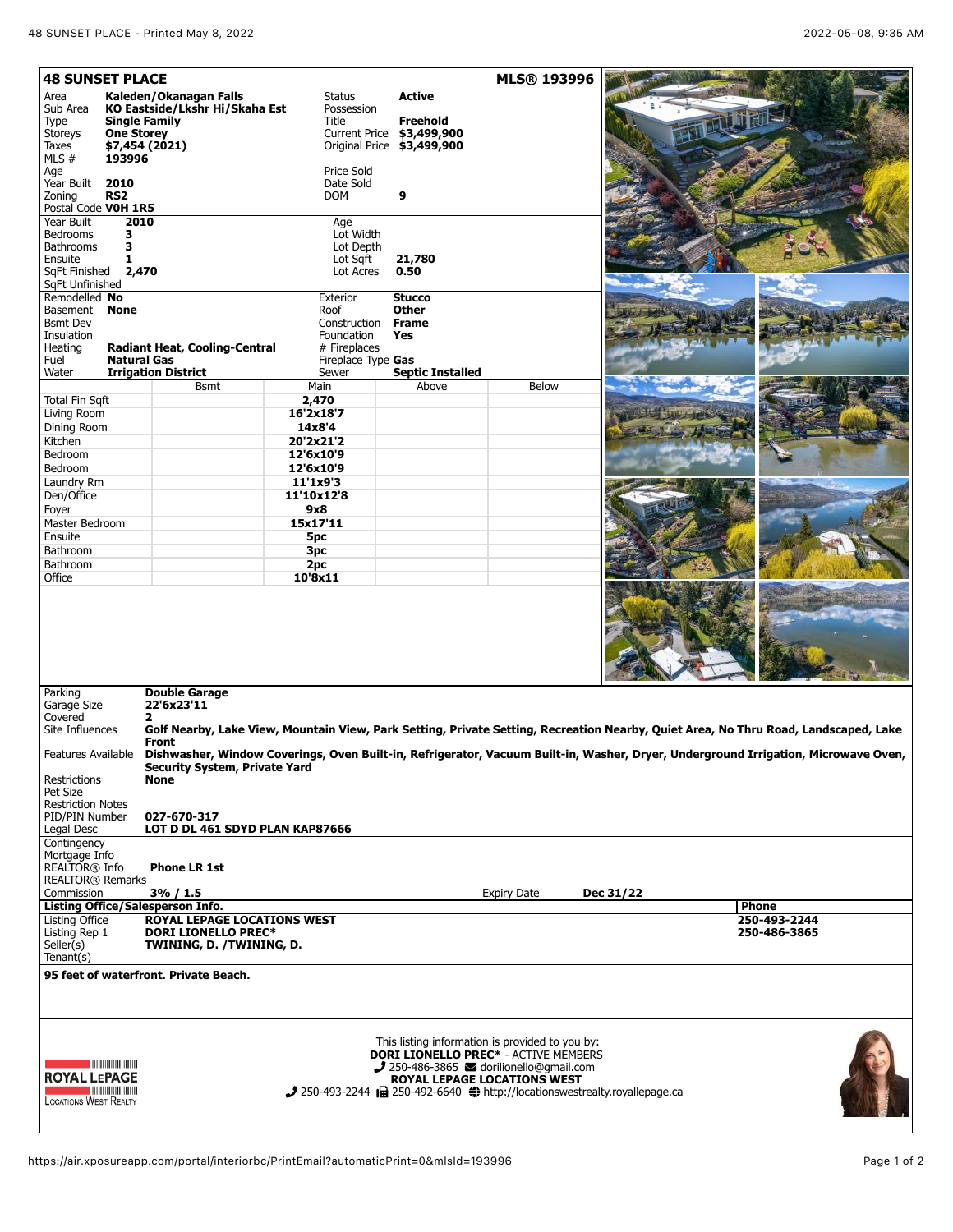# 48 SUNSET PLACE

**MLS® 193996**

| | | | |
|---|---|---|---|
| Area | **Kaleden/Okanagan Falls** | Status | **Active** |
| Sub Area | **KO Eastside/Lkshr Hi/Skaha Est** | Possession | |
| Type | **Single Family** | Title | **Freehold** |
| Storeys | **One Storey** | Current Price | **$3,499,900** |
| Taxes | **$7,454 (2021)** | Original Price | **$3,499,900** |
| MLS # | **193996** | | |
| Age | | Price Sold | |
| Year Built | **2010** | Date Sold | |
| Zoning | **RS2** | DOM | **9** |
| Postal Code | **V0H 1R5** | | |

| | | | |
|---|---|---|---|
| Year Built | **2010** | Age | |
| Bedrooms | **3** | Lot Width | |
| Bathrooms | **3** | Lot Depth | |
| Ensuite | **1** | Lot Sqft | **21,780** |
| SqFt Finished | **2,470** | Lot Acres | **0.50** |
| SqFt Unfinished | | | |

| | | | |
|---|---|---|---|
| Remodelled | **No** | Exterior | **Stucco** |
| Basement | **None** | Roof | **Other** |
| Bsmt Dev | | Construction | **Frame** |
| Insulation | | Foundation | **Yes** |
| Heating | **Radiant Heat, Cooling-Central** | # Fireplaces | |
| Fuel | **Natural Gas** | Fireplace Type | **Gas** |
| Water | **Irrigation District** | Sewer | **Septic Installed** |

| | Bsmt | Main | Above | Below |
|---|---|---|---|---|
| Total Fin Sqft | | **2,470** | | |
| Living Room | | **16'2x18'7** | | |
| Dining Room | | **14x8'4** | | |
| Kitchen | | **20'2x21'2** | | |
| Bedroom | | **12'6x10'9** | | |
| Bedroom | | **12'6x10'9** | | |
| Laundry Rm | | **11'1x9'3** | | |
| Den/Office | | **11'10x12'8** | | |
| Foyer | | **9x8** | | |
| Master Bedroom | | **15x17'11** | | |
| Ensuite | | **5pc** | | |
| Bathroom | | **3pc** | | |
| Bathroom | | **2pc** | | |
| Office | | **10'8x11** | | |

| | |
|---|---|
| Parking | **Double Garage** |
| Garage Size | **22'6x23'11** |
| Covered | **2** |
| Site Influences | **Golf Nearby, Lake View, Mountain View, Park Setting, Private Setting, Recreation Nearby, Quiet Area, No Thru Road, Landscaped, Lake Front** |
| Features Available | **Dishwasher, Window Coverings, Oven Built-in, Refrigerator, Vacuum Built-in, Washer, Dryer, Underground Irrigation, Microwave Oven, Security System, Private Yard** |
| Restrictions | **None** |
| Pet Size | |
| Restriction Notes | |
| PID/PIN Number | **027-670-317** |
| Legal Desc | **LOT D DL 461 SDYD PLAN KAP87666** |

| | |
|---|---|
| Contingency | |
| Mortgage Info | |
| REALTOR® Info | **Phone LR 1st** |
| REALTOR® Remarks | |
| Commission | **3% / 1.5** |
| Expiry Date | **Dec 31/22** |

**Listing Office/Salesperson Info.**

| | | Phone |
|---|---|---|
| Listing Office | **ROYAL LEPAGE LOCATIONS WEST** | **250-493-2244** |
| Listing Rep 1 | **DORI LIONELLO PREC*** | **250-486-3865** |
| Seller(s) | **TWINING, D. /TWINING, D.** | |
| Tenant(s) | | |

**95 feet of waterfront. Private Beach.**

This listing information is provided to you by:
**DORI LIONELLO PREC*** - ACTIVE MEMBERS
250-486-3865 dorilionello@gmail.com
**ROYAL LEPAGE LOCATIONS WEST**
250-493-2244 250-492-6640 http://locationswestrealty.royallepage.ca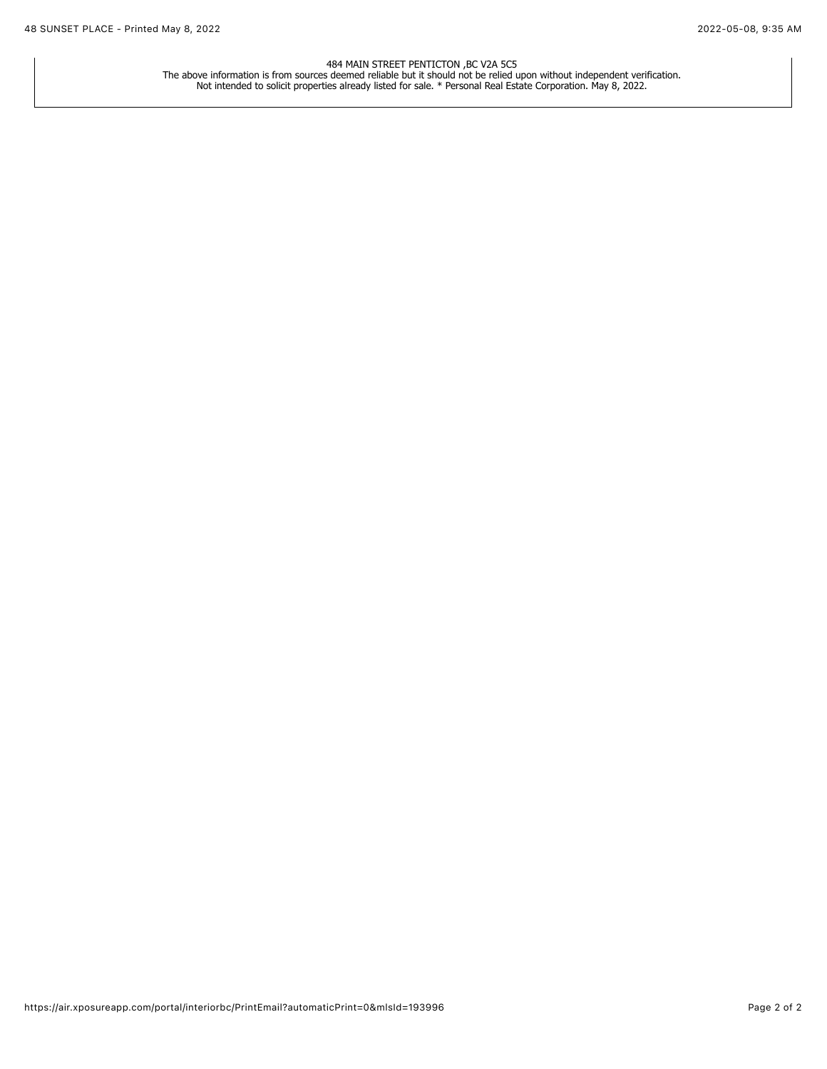484 MAIN STREET PENTICTON ,BC V2A 5C5

The above information is from sources deemed reliable but it should not be relied upon without independent verification.
Not intended to solicit properties already listed for sale. * Personal Real Estate Corporation. May 8, 2022.